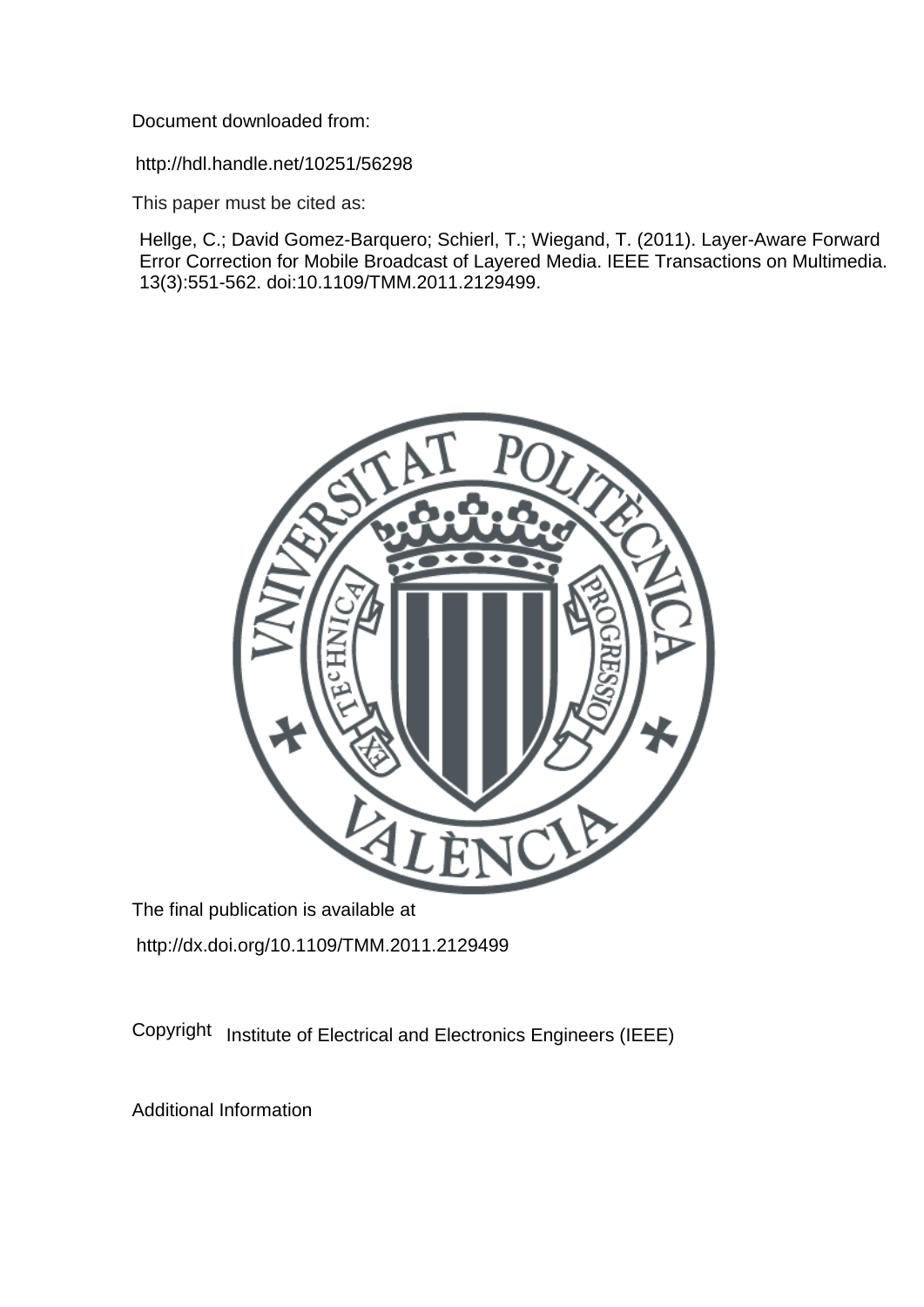Document downloaded from:

http://hdl.handle.net/10251/56298

This paper must be cited as:

Hellge, C.; David Gomez-Barquero; Schierl, T.; Wiegand, T. (2011). Layer-Aware Forward Error Correction for Mobile Broadcast of Layered Media. IEEE Transactions on Multimedia. 13(3):551-562. doi:10.1109/TMM.2011.2129499.

The final publication is available at

http://dx.doi.org/10.1109/TMM.2011.2129499

Copyright Institute of Electrical and Electronics Engineers (IEEE)

Additional Information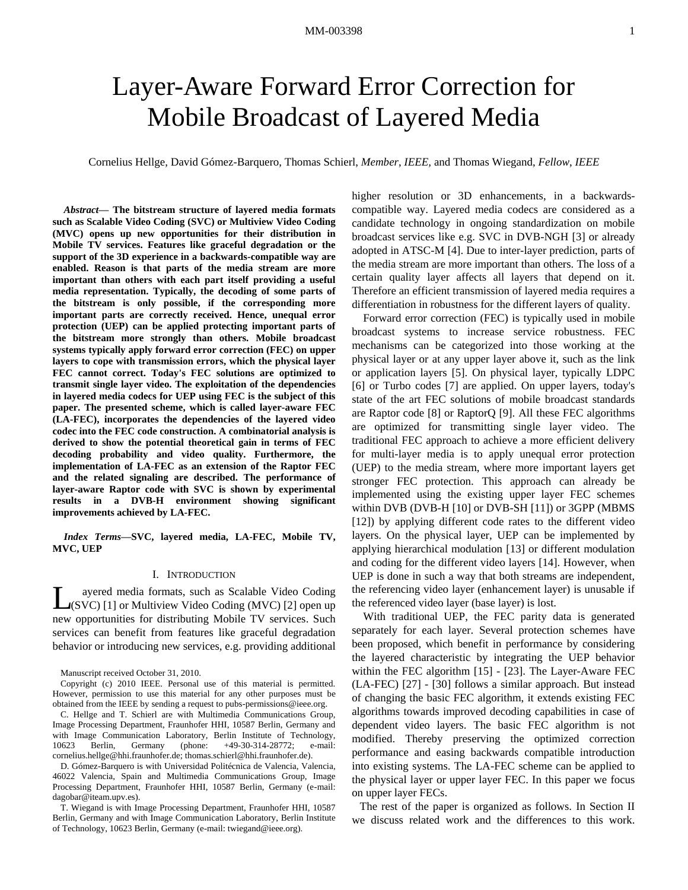# Layer-Aware Forward Error Correction for Mobile Broadcast of Layered Media

Cornelius Hellge, David Gómez-Barquero, Thomas Schierl, *Member*, *IEEE*, and Thomas Wiegand, *Fellow*, *IEEE*

***Abstract*— The bitstream structure of layered media formats such as Scalable Video Coding (SVC) or Multiview Video Coding (MVC) opens up new opportunities for their distribution in Mobile TV services. Features like graceful degradation or the support of the 3D experience in a backwards-compatible way are enabled. Reason is that parts of the media stream are more important than others with each part itself providing a useful media representation. Typically, the decoding of some parts of the bitstream is only possible, if the corresponding more important parts are correctly received. Hence, unequal error protection (UEP) can be applied protecting important parts of the bitstream more strongly than others. Mobile broadcast systems typically apply forward error correction (FEC) on upper layers to cope with transmission errors, which the physical layer FEC cannot correct. Today's FEC solutions are optimized to transmit single layer video. The exploitation of the dependencies in layered media codecs for UEP using FEC is the subject of this paper. The presented scheme, which is called layer-aware FEC (LA-FEC), incorporates the dependencies of the layered video codec into the FEC code construction. A combinatorial analysis is derived to show the potential theoretical gain in terms of FEC decoding probability and video quality. Furthermore, the implementation of LA-FEC as an extension of the Raptor FEC and the related signaling are described. The performance of layer-aware Raptor code with SVC is shown by experimental results in a DVB-H environment showing significant improvements achieved by LA-FEC.**

***Index Terms*—SVC, layered media, LA-FEC, Mobile TV, MVC, UEP**

## I. Introduction

Layered media formats, such as Scalable Video Coding (SVC) [1] or Multiview Video Coding (MVC) [2] open up new opportunities for distributing Mobile TV services. Such services can benefit from features like graceful degradation behavior or introducing new services, e.g. providing additional higher resolution or 3D enhancements, in a backwards-compatible way. Layered media codecs are considered as a candidate technology in ongoing standardization on mobile broadcast services like e.g. SVC in DVB-NGH [3] or already adopted in ATSC-M [4]. Due to inter-layer prediction, parts of the media stream are more important than others. The loss of a certain quality layer affects all layers that depend on it. Therefore an efficient transmission of layered media requires a differentiation in robustness for the different layers of quality.

Forward error correction (FEC) is typically used in mobile broadcast systems to increase service robustness. FEC mechanisms can be categorized into those working at the physical layer or at any upper layer above it, such as the link or application layers [5]. On physical layer, typically LDPC [6] or Turbo codes [7] are applied. On upper layers, today's state of the art FEC solutions of mobile broadcast standards are Raptor code [8] or RaptorQ [9]. All these FEC algorithms are optimized for transmitting single layer video. The traditional FEC approach to achieve a more efficient delivery for multi-layer media is to apply unequal error protection (UEP) to the media stream, where more important layers get stronger FEC protection. This approach can already be implemented using the existing upper layer FEC schemes within DVB (DVB-H [10] or DVB-SH [11]) or 3GPP (MBMS [12]) by applying different code rates to the different video layers. On the physical layer, UEP can be implemented by applying hierarchical modulation [13] or different modulation and coding for the different video layers [14]. However, when UEP is done in such a way that both streams are independent, the referencing video layer (enhancement layer) is unusable if the referenced video layer (base layer) is lost.

With traditional UEP, the FEC parity data is generated separately for each layer. Several protection schemes have been proposed, which benefit in performance by considering the layered characteristic by integrating the UEP behavior within the FEC algorithm [15] - [23]. The Layer-Aware FEC (LA-FEC) [27] - [30] follows a similar approach. But instead of changing the basic FEC algorithm, it extends existing FEC algorithms towards improved decoding capabilities in case of dependent video layers. The basic FEC algorithm is not modified. Thereby preserving the optimized correction performance and easing backwards compatible introduction into existing systems. The LA-FEC scheme can be applied to the physical layer or upper layer FEC. In this paper we focus on upper layer FECs.

The rest of the paper is organized as follows. In Section II we discuss related work and the differences to this work.

Manuscript received October 31, 2010.

Copyright (c) 2010 IEEE. Personal use of this material is permitted. However, permission to use this material for any other purposes must be obtained from the IEEE by sending a request to pubs-permissions@ieee.org.

C. Hellge and T. Schierl are with Multimedia Communications Group, Image Processing Department, Fraunhofer HHI, 10587 Berlin, Germany and with Image Communication Laboratory, Berlin Institute of Technology, 10623 Berlin, Germany (phone: +49-30-314-28772; e-mail: cornelius.hellge@hhi.fraunhofer.de; thomas.schierl@hhi.fraunhofer.de).

D. Gómez-Barquero is with Universidad Politécnica de Valencia, Valencia, 46022 Valencia, Spain and Multimedia Communications Group, Image Processing Department, Fraunhofer HHI, 10587 Berlin, Germany (e-mail: dagobar@iteam.upv.es).

T. Wiegand is with Image Processing Department, Fraunhofer HHI, 10587 Berlin, Germany and with Image Communication Laboratory, Berlin Institute of Technology, 10623 Berlin, Germany (e-mail: twiegand@ieee.org).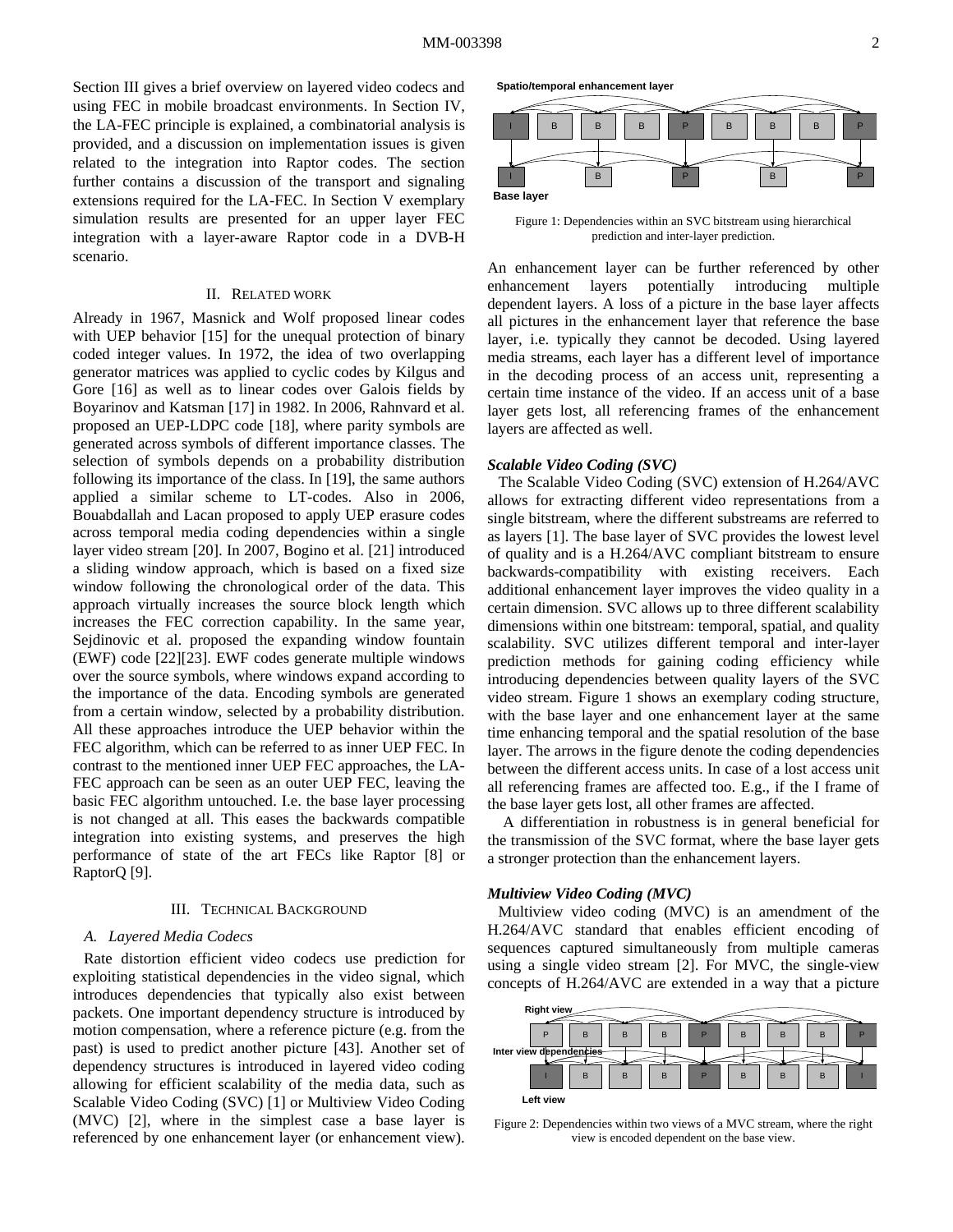Section III gives a brief overview on layered video codecs and using FEC in mobile broadcast environments. In Section IV, the LA-FEC principle is explained, a combinatorial analysis is provided, and a discussion on implementation issues is given related to the integration into Raptor codes. The section further contains a discussion of the transport and signaling extensions required for the LA-FEC. In Section V exemplary simulation results are presented for an upper layer FEC integration with a layer-aware Raptor code in a DVB-H scenario.

## II. Related work

Already in 1967, Masnick and Wolf proposed linear codes with UEP behavior [15] for the unequal protection of binary coded integer values. In 1972, the idea of two overlapping generator matrices was applied to cyclic codes by Kilgus and Gore [16] as well as to linear codes over Galois fields by Boyarinov and Katsman [17] in 1982. In 2006, Rahnvard et al. proposed an UEP-LDPC code [18], where parity symbols are generated across symbols of different importance classes. The selection of symbols depends on a probability distribution following its importance of the class. In [19], the same authors applied a similar scheme to LT-codes. Also in 2006, Bouabdallah and Lacan proposed to apply UEP erasure codes across temporal media coding dependencies within a single layer video stream [20]. In 2007, Bogino et al. [21] introduced a sliding window approach, which is based on a fixed size window following the chronological order of the data. This approach virtually increases the source block length which increases the FEC correction capability. In the same year, Sejdinovic et al. proposed the expanding window fountain (EWF) code [22][23]. EWF codes generate multiple windows over the source symbols, where windows expand according to the importance of the data. Encoding symbols are generated from a certain window, selected by a probability distribution. All these approaches introduce the UEP behavior within the FEC algorithm, which can be referred to as inner UEP FEC. In contrast to the mentioned inner UEP FEC approaches, the LA-FEC approach can be seen as an outer UEP FEC, leaving the basic FEC algorithm untouched. I.e. the base layer processing is not changed at all. This eases the backwards compatible integration into existing systems, and preserves the high performance of state of the art FECs like Raptor [8] or RaptorQ [9].

## III. Technical Background

### A. Layered Media Codecs

Rate distortion efficient video codecs use prediction for exploiting statistical dependencies in the video signal, which introduces dependencies that typically also exist between packets. One important dependency structure is introduced by motion compensation, where a reference picture (e.g. from the past) is used to predict another picture [43]. Another set of dependency structures is introduced in layered video coding allowing for efficient scalability of the media data, such as Scalable Video Coding (SVC) [1] or Multiview Video Coding (MVC) [2], where in the simplest case a base layer is referenced by one enhancement layer (or enhancement view).

Spatio/temporal enhancement layer

I B B B P B B B P

I B P B P

Base layer

Figure 1: Dependencies within an SVC bitstream using hierarchical prediction and inter-layer prediction.

An enhancement layer can be further referenced by other enhancement layers potentially introducing multiple dependent layers. A loss of a picture in the base layer affects all pictures in the enhancement layer that reference the base layer, i.e. typically they cannot be decoded. Using layered media streams, each layer has a different level of importance in the decoding process of an access unit, representing a certain time instance of the video. If an access unit of a base layer gets lost, all referencing frames of the enhancement layers are affected as well.

#### *Scalable Video Coding (SVC)*

The Scalable Video Coding (SVC) extension of H.264/AVC allows for extracting different video representations from a single bitstream, where the different substreams are referred to as layers [1]. The base layer of SVC provides the lowest level of quality and is a H.264/AVC compliant bitstream to ensure backwards-compatibility with existing receivers. Each additional enhancement layer improves the video quality in a certain dimension. SVC allows up to three different scalability dimensions within one bitstream: temporal, spatial, and quality scalability. SVC utilizes different temporal and inter-layer prediction methods for gaining coding efficiency while introducing dependencies between quality layers of the SVC video stream. Figure 1 shows an exemplary coding structure, with the base layer and one enhancement layer at the same time enhancing temporal and the spatial resolution of the base layer. The arrows in the figure denote the coding dependencies between the different access units. In case of a lost access unit all referencing frames are affected too. E.g., if the I frame of the base layer gets lost, all other frames are affected.

A differentiation in robustness is in general beneficial for the transmission of the SVC format, where the base layer gets a stronger protection than the enhancement layers.

#### *Multiview Video Coding (MVC)*

Multiview video coding (MVC) is an amendment of the H.264/AVC standard that enables efficient encoding of sequences captured simultaneously from multiple cameras using a single video stream [2]. For MVC, the single-view concepts of H.264/AVC are extended in a way that a picture

Right view

P B B B P B B B P

Inter view dependencies

I B B B P B B B I

Left view

Figure 2: Dependencies within two views of a MVC stream, where the right view is encoded dependent on the base view.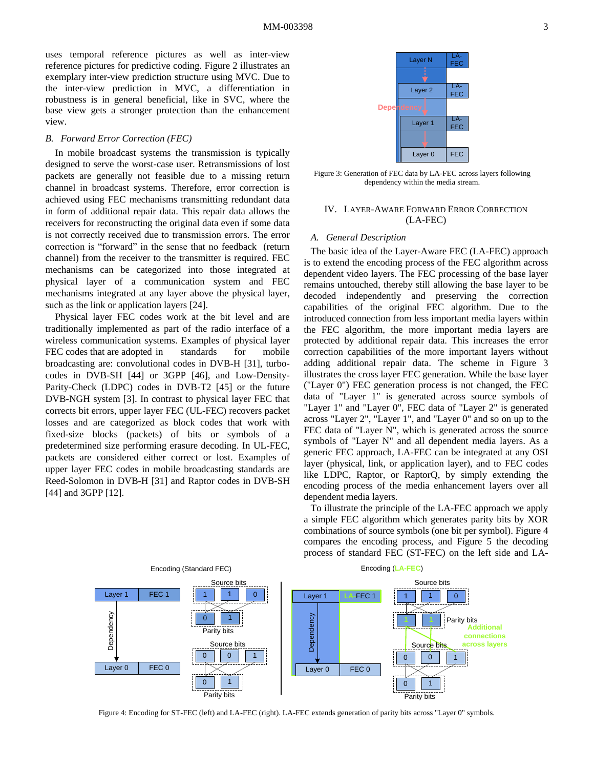uses temporal reference pictures as well as inter-view reference pictures for predictive coding. Figure 2 illustrates an exemplary inter-view prediction structure using MVC. Due to the inter-view prediction in MVC, a differentiation in robustness is in general beneficial, like in SVC, where the base view gets a stronger protection than the enhancement view.

### B. Forward Error Correction (FEC)

In mobile broadcast systems the transmission is typically designed to serve the worst-case user. Retransmissions of lost packets are generally not feasible due to a missing return channel in broadcast systems. Therefore, error correction is achieved using FEC mechanisms transmitting redundant data in form of additional repair data. This repair data allows the receivers for reconstructing the original data even if some data is not correctly received due to transmission errors. The error correction is "forward" in the sense that no feedback (return channel) from the receiver to the transmitter is required. FEC mechanisms can be categorized into those integrated at physical layer of a communication system and FEC mechanisms integrated at any layer above the physical layer, such as the link or application layers [24].

Physical layer FEC codes work at the bit level and are traditionally implemented as part of the radio interface of a wireless communication systems. Examples of physical layer FEC codes that are adopted in standards for mobile broadcasting are: convolutional codes in DVB-H [31], turbo-codes in DVB-SH [44] or 3GPP [46], and Low-Density-Parity-Check (LDPC) codes in DVB-T2 [45] or the future DVB-NGH system [3]. In contrast to physical layer FEC that corrects bit errors, upper layer FEC (UL-FEC) recovers packet losses and are categorized as block codes that work with fixed-size blocks (packets) of bits or symbols of a predetermined size performing erasure decoding. In UL-FEC, packets are considered either correct or lost. Examples of upper layer FEC codes in mobile broadcasting standards are Reed-Solomon in DVB-H [31] and Raptor codes in DVB-SH [44] and 3GPP [12].

Figure 3: Generation of FEC data by LA-FEC across layers following dependency within the media stream.

## IV. Layer-Aware Forward Error Correction (LA-FEC)

### A. General Description

The basic idea of the Layer-Aware FEC (LA-FEC) approach is to extend the encoding process of the FEC algorithm across dependent video layers. The FEC processing of the base layer remains untouched, thereby still allowing the base layer to be decoded independently and preserving the correction capabilities of the original FEC algorithm. Due to the introduced connection from less important media layers within the FEC algorithm, the more important media layers are protected by additional repair data. This increases the error correction capabilities of the more important layers without adding additional repair data. The scheme in Figure 3 illustrates the cross layer FEC generation. While the base layer ("Layer 0") FEC generation process is not changed, the FEC data of "Layer 1" is generated across source symbols of "Layer 1" and "Layer 0", FEC data of "Layer 2" is generated across "Layer 2", "Layer 1", and "Layer 0" and so on up to the FEC data of "Layer N", which is generated across the source symbols of "Layer N" and all dependent media layers. As a generic FEC approach, LA-FEC can be integrated at any OSI layer (physical, link, or application layer), and to FEC codes like LDPC, Raptor, or RaptorQ, by simply extending the encoding process of the media enhancement layers over all dependent media layers.

To illustrate the principle of the LA-FEC approach we apply a simple FEC algorithm which generates parity bits by XOR combinations of source symbols (one bit per symbol). Figure 4 compares the encoding process, and Figure 5 the decoding process of standard FEC (ST-FEC) on the left side and LA-

Figure 4: Encoding for ST-FEC (left) and LA-FEC (right). LA-FEC extends generation of parity bits across "Layer 0" symbols.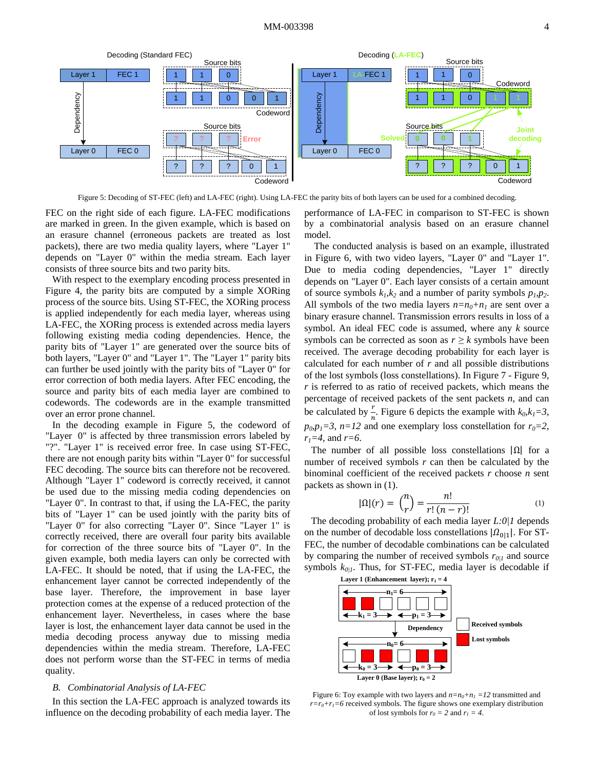Figure 5: Decoding of ST-FEC (left) and LA-FEC (right). Using LA-FEC the parity bits of both layers can be used for a combined decoding.

FEC on the right side of each figure. LA-FEC modifications are marked in green. In the given example, which is based on an erasure channel (erroneous packets are treated as lost packets), there are two media quality layers, where "Layer 1" depends on "Layer 0" within the media stream. Each layer consists of three source bits and two parity bits.

With respect to the exemplary encoding process presented in Figure 4, the parity bits are computed by a simple XORing process of the source bits. Using ST-FEC, the XORing process is applied independently for each media layer, whereas using LA-FEC, the XORing process is extended across media layers following existing media coding dependencies. Hence, the parity bits of "Layer 1" are generated over the source bits of both layers, "Layer 0" and "Layer 1". The "Layer 1" parity bits can further be used jointly with the parity bits of "Layer 0" for error correction of both media layers. After FEC encoding, the source and parity bits of each media layer are combined to codewords. The codewords are in the example transmitted over an error prone channel.

In the decoding example in Figure 5, the codeword of "Layer 0" is affected by three transmission errors labeled by "?". "Layer 1" is received error free. In case using ST-FEC, there are not enough parity bits within "Layer 0" for successful FEC decoding. The source bits can therefore not be recovered. Although "Layer 1" codeword is correctly received, it cannot be used due to the missing media coding dependencies on "Layer 0". In contrast to that, if using the LA-FEC, the parity bits of "Layer 1" can be used jointly with the parity bits of "Layer 0" for also correcting "Layer 0". Since "Layer 1" is correctly received, there are overall four parity bits available for correction of the three source bits of "Layer 0". In the given example, both media layers can only be corrected with LA-FEC. It should be noted, that if using the LA-FEC, the enhancement layer cannot be corrected independently of the base layer. Therefore, the improvement in base layer protection comes at the expense of a reduced protection of the enhancement layer. Nevertheless, in cases where the base layer is lost, the enhancement layer data cannot be used in the media decoding process anyway due to missing media dependencies within the media stream. Therefore, LA-FEC does not perform worse than the ST-FEC in terms of media quality.

## *B. Combinatorial Analysis of LA-FEC*

In this section the LA-FEC approach is analyzed towards its influence on the decoding probability of each media layer. The performance of LA-FEC in comparison to ST-FEC is shown by a combinatorial analysis based on an erasure channel model.

The conducted analysis is based on an example, illustrated in Figure 6, with two video layers, "Layer 0" and "Layer 1". Due to media coding dependencies, "Layer 1" directly depends on "Layer 0". Each layer consists of a certain amount of source symbols $k_1,k_2$ and a number of parity symbols $p_1,p_2$. All symbols of the two media layers $n=n_0+n_1$ are sent over a binary erasure channel. Transmission errors results in loss of a symbol. An ideal FEC code is assumed, where any $k$ source symbols can be corrected as soon as $r \geq k$ symbols have been received. The average decoding probability for each layer is calculated for each number of $r$ and all possible distributions of the lost symbols (loss constellations). In Figure 7 - Figure 9, $r$ is referred to as ratio of received packets, which means the percentage of received packets of the sent packets $n$, and can be calculated by $\frac{r}{n}$. Figure 6 depicts the example with $k_0,k_1=3$, $p_0,p_1=3$, $n=12$ and one exemplary loss constellation for $r_0=2$, $r_1=4$, and $r=6$.

The number of all possible loss constellations $|\Omega|$ for a number of received symbols $r$ can then be calculated by the binominal coefficient of the received packets $r$ choose $n$ sent packets as shown in (1).

$$|\Omega|(r) = \binom{n}{r} = \frac{n!}{r!\,(n-r)!} \tag{1}$$

The decoding probability of each media layer $L{:}0|1$ depends on the number of decodable loss constellations $|\Omega_{0|1}|$. For ST-FEC, the number of decodable combinations can be calculated by comparing the number of received symbols $r_{0|1}$ and source symbols $k_{0|1}$. Thus, for ST-FEC, media layer is decodable if

Figure 6: Toy example with two layers and $n=n_0+n_1=12$ transmitted and $r=r_0+r_1=6$ received symbols. The figure shows one exemplary distribution of lost symbols for $r_0 = 2$ and $r_1 = 4$.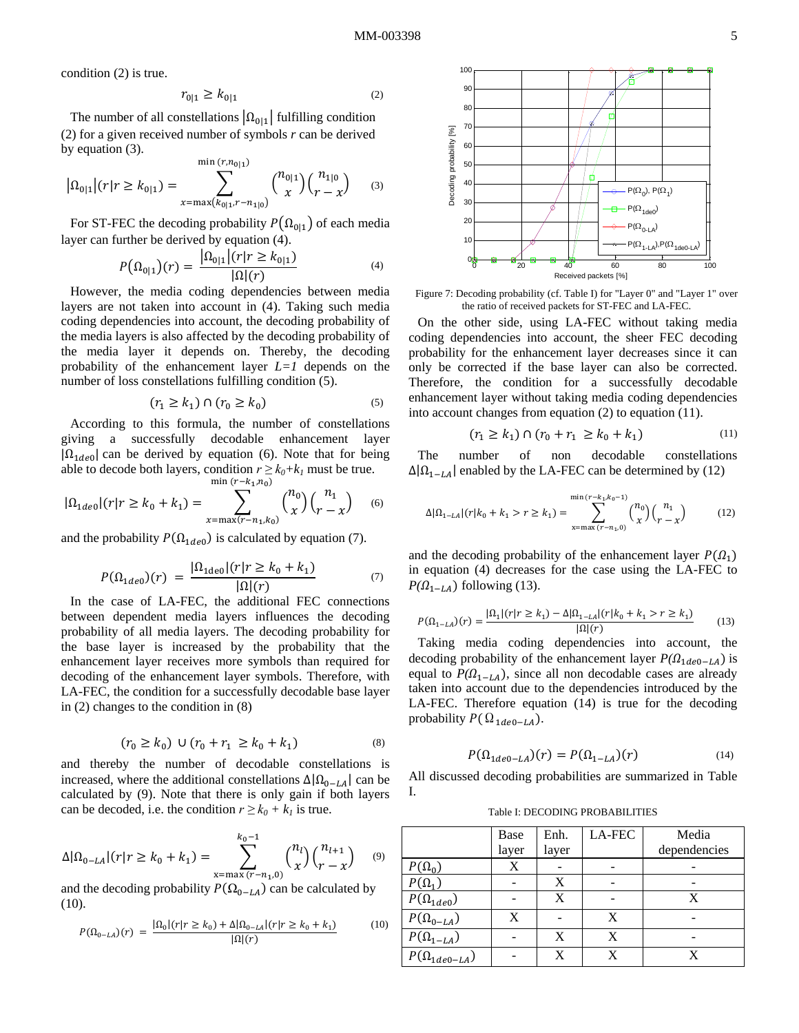condition (2) is true.

$$r_{0|1} \geq k_{0|1} \tag{2}$$

The number of all constellations $|\Omega_{0|1}|$ fulfilling condition (2) for a given received number of symbols $r$ can be derived by equation (3).

$$|\Omega_{0|1}|(r|r \geq k_{0|1}) = \sum_{x=\max(k_{0|1}, r-n_{1|0})}^{\min(r, n_{0|1})} \binom{n_{0|1}}{x}\binom{n_{1|0}}{r-x} \tag{3}$$

For ST-FEC the decoding probability $P(\Omega_{0|1})$ of each media layer can further be derived by equation (4).

$$P(\Omega_{0|1})(r) = \frac{|\Omega_{0|1}|(r|r \geq k_{0|1})}{|\Omega|(r)} \tag{4}$$

However, the media coding dependencies between media layers are not taken into account in (4). Taking such media coding dependencies into account, the decoding probability of the media layers is also affected by the decoding probability of the media layer it depends on. Thereby, the decoding probability of the enhancement layer $L=1$ depends on the number of loss constellations fulfilling condition (5).

$$(r_1 \geq k_1) \cap (r_0 \geq k_0) \tag{5}$$

According to this formula, the number of constellations giving a successfully decodable enhancement layer $|\Omega_{1de0}|$ can be derived by equation (6). Note that for being able to decode both layers, condition $r \geq k_0+k_1$ must be true.

$$|\Omega_{1de0}|(r|r \geq k_0 + k_1) = \sum_{x=\max(r-n_1, k_0)}^{\min(r-k_1, n_0)} \binom{n_0}{x}\binom{n_1}{r-x} \tag{6}$$

and the probability $P(\Omega_{1de0})$ is calculated by equation (7).

$$P(\Omega_{1de0})(r) = \frac{|\Omega_{1de0}|(r|r \geq k_0 + k_1)}{|\Omega|(r)} \tag{7}$$

In the case of LA-FEC, the additional FEC connections between dependent media layers influences the decoding probability of all media layers. The decoding probability for the base layer is increased by the probability that the enhancement layer receives more symbols than required for decoding of the enhancement layer symbols. Therefore, with LA-FEC, the condition for a successfully decodable base layer in (2) changes to the condition in (8)

$$(r_0 \geq k_0) \cup (r_0 + r_1 \geq k_0 + k_1) \tag{8}$$

and thereby the number of decodable constellations is increased, where the additional constellations $\Delta|\Omega_{0-LA}|$ can be calculated by (9). Note that there is only gain if both layers can be decoded, i.e. the condition $r \geq k_0 + k_1$ is true.

$$\Delta|\Omega_{0-LA}|(r|r \geq k_0 + k_1) = \sum_{x=\max(r-n_1, 0)}^{k_0 - 1} \binom{n_l}{x}\binom{n_{l+1}}{r-x} \tag{9}$$

and the decoding probability $P(\Omega_{0-LA})$ can be calculated by (10).

$$P(\Omega_{0-LA})(r) = \frac{|\Omega_0|(r|r \geq k_0) + \Delta|\Omega_{0-LA}|(r|r \geq k_0 + k_1)}{|\Omega|(r)} \tag{10}$$

Figure 7: Decoding probability (cf. Table I) for "Layer 0" and "Layer 1" over the ratio of received packets for ST-FEC and LA-FEC.

On the other side, using LA-FEC without taking media coding dependencies into account, the sheer FEC decoding probability for the enhancement layer decreases since it can only be corrected if the base layer can also be corrected. Therefore, the condition for a successfully decodable enhancement layer without taking media coding dependencies into account changes from equation (2) to equation (11).

$$(r_1 \geq k_1) \cap (r_0 + r_1 \geq k_0 + k_1) \tag{11}$$

The number of non decodable constellations $\Delta|\Omega_{1-LA}|$ enabled by the LA-FEC can be determined by (12)

$$\Delta|\Omega_{1-LA}|(r|k_0 + k_1 > r \geq k_1) = \sum_{x=\max(r-n_1, 0)}^{\min(r-k_1, k_0-1)} \binom{n_0}{x}\binom{n_1}{r-x} \tag{12}$$

and the decoding probability of the enhancement layer $P(\Omega_1)$ in equation (4) decreases for the case using the LA-FEC to $P(\Omega_{1-LA})$ following (13).

$$P(\Omega_{1-LA})(r) = \frac{|\Omega_1|(r|r \geq k_1) - \Delta|\Omega_{1-LA}|(r|k_0 + k_1 > r \geq k_1)}{|\Omega|(r)} \tag{13}$$

Taking media coding dependencies into account, the decoding probability of the enhancement layer $P(\Omega_{1de0-LA})$ is equal to $P(\Omega_{1-LA})$, since all non decodable cases are already taken into account due to the dependencies introduced by the LA-FEC. Therefore equation (14) is true for the decoding probability $P(\Omega_{1de0-LA})$.

$$P(\Omega_{1de0-LA})(r) = P(\Omega_{1-LA})(r) \tag{14}$$

All discussed decoding probabilities are summarized in Table I.

Table I: DECODING PROBABILITIES

| | Base layer | Enh. layer | LA-FEC | Media dependencies |
|---|---|---|---|---|
| $P(\Omega_0)$ | X | - | - | - |
| $P(\Omega_1)$ | - | X | - | - |
| $P(\Omega_{1de0})$ | - | X | - | X |
| $P(\Omega_{0-LA})$ | X | - | X | - |
| $P(\Omega_{1-LA})$ | - | X | X | - |
| $P(\Omega_{1de0-LA})$ | - | X | X | X |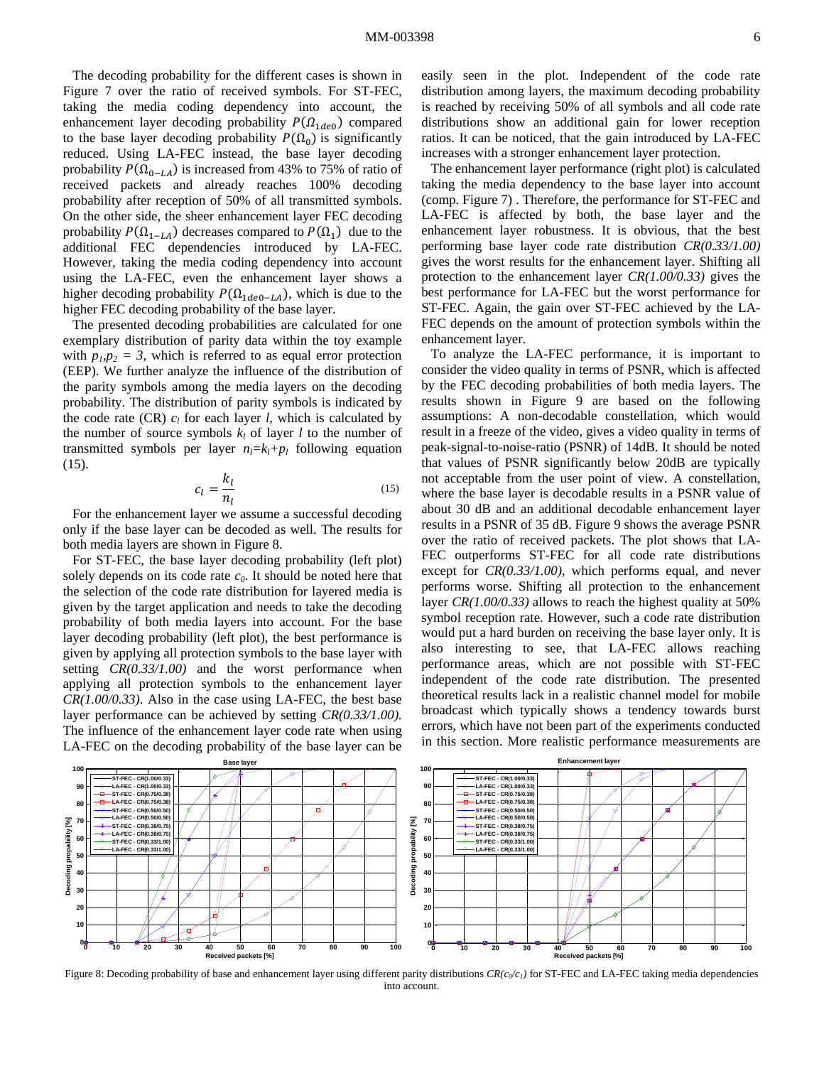The decoding probability for the different cases is shown in Figure 7 over the ratio of received symbols. For ST-FEC, taking the media coding dependency into account, the enhancement layer decoding probability $P(\Omega_{1de0})$ compared to the base layer decoding probability $P(\Omega_0)$ is significantly reduced. Using LA-FEC instead, the base layer decoding probability $P(\Omega_{0-LA})$ is increased from 43% to 75% of ratio of received packets and already reaches 100% decoding probability after reception of 50% of all transmitted symbols. On the other side, the sheer enhancement layer FEC decoding probability $P(\Omega_{1-LA})$ decreases compared to $P(\Omega_1)$ due to the additional FEC dependencies introduced by LA-FEC. However, taking the media coding dependency into account using the LA-FEC, even the enhancement layer shows a higher decoding probability $P(\Omega_{1de0-LA})$, which is due to the higher FEC decoding probability of the base layer.

The presented decoding probabilities are calculated for one exemplary distribution of parity data within the toy example with $p_1,p_2 = 3$, which is referred to as equal error protection (EEP). We further analyze the influence of the distribution of the parity symbols among the media layers on the decoding probability. The distribution of parity symbols is indicated by the code rate (CR) $c_l$ for each layer $l$, which is calculated by the number of source symbols $k_l$ of layer $l$ to the number of transmitted symbols per layer $n_l=k_l+p_l$ following equation (15).

$$c_l = \frac{k_l}{n_l} \tag{15}$$

For the enhancement layer we assume a successful decoding only if the base layer can be decoded as well. The results for both media layers are shown in Figure 8.

For ST-FEC, the base layer decoding probability (left plot) solely depends on its code rate $c_0$. It should be noted here that the selection of the code rate distribution for layered media is given by the target application and needs to take the decoding probability of both media layers into account. For the base layer decoding probability (left plot), the best performance is given by applying all protection symbols to the base layer with setting *CR(0.33/1.00)* and the worst performance when applying all protection symbols to the enhancement layer *CR(1.00/0.33)*. Also in the case using LA-FEC, the best base layer performance can be achieved by setting *CR(0.33/1.00)*. The influence of the enhancement layer code rate when using LA-FEC on the decoding probability of the base layer can be easily seen in the plot. Independent of the code rate distribution among layers, the maximum decoding probability is reached by receiving 50% of all symbols and all code rate distributions show an additional gain for lower reception ratios. It can be noticed, that the gain introduced by LA-FEC increases with a stronger enhancement layer protection.

The enhancement layer performance (right plot) is calculated taking the media dependency to the base layer into account (comp. Figure 7) . Therefore, the performance for ST-FEC and LA-FEC is affected by both, the base layer and the enhancement layer robustness. It is obvious, that the best performing base layer code rate distribution *CR(0.33/1.00)* gives the worst results for the enhancement layer. Shifting all protection to the enhancement layer *CR(1.00/0.33)* gives the best performance for LA-FEC but the worst performance for ST-FEC. Again, the gain over ST-FEC achieved by the LA-FEC depends on the amount of protection symbols within the enhancement layer.

To analyze the LA-FEC performance, it is important to consider the video quality in terms of PSNR, which is affected by the FEC decoding probabilities of both media layers. The results shown in Figure 9 are based on the following assumptions: A non-decodable constellation, which would result in a freeze of the video, gives a video quality in terms of peak-signal-to-noise-ratio (PSNR) of 14dB. It should be noted that values of PSNR significantly below 20dB are typically not acceptable from the user point of view. A constellation, where the base layer is decodable results in a PSNR value of about 30 dB and an additional decodable enhancement layer results in a PSNR of 35 dB. Figure 9 shows the average PSNR over the ratio of received packets. The plot shows that LA-FEC outperforms ST-FEC for all code rate distributions except for *CR(0.33/1.00)*, which performs equal, and never performs worse. Shifting all protection to the enhancement layer *CR(1.00/0.33)* allows to reach the highest quality at 50% symbol reception rate. However, such a code rate distribution would put a hard burden on receiving the base layer only. It is also interesting to see, that LA-FEC allows reaching performance areas, which are not possible with ST-FEC independent of the code rate distribution. The presented theoretical results lack in a realistic channel model for mobile broadcast which typically shows a tendency towards burst errors, which have not been part of the experiments conducted in this section. More realistic performance measurements are

Figure 8: Decoding probability of base and enhancement layer using different parity distributions $CR(c_0/c_1)$ for ST-FEC and LA-FEC taking media dependencies into account.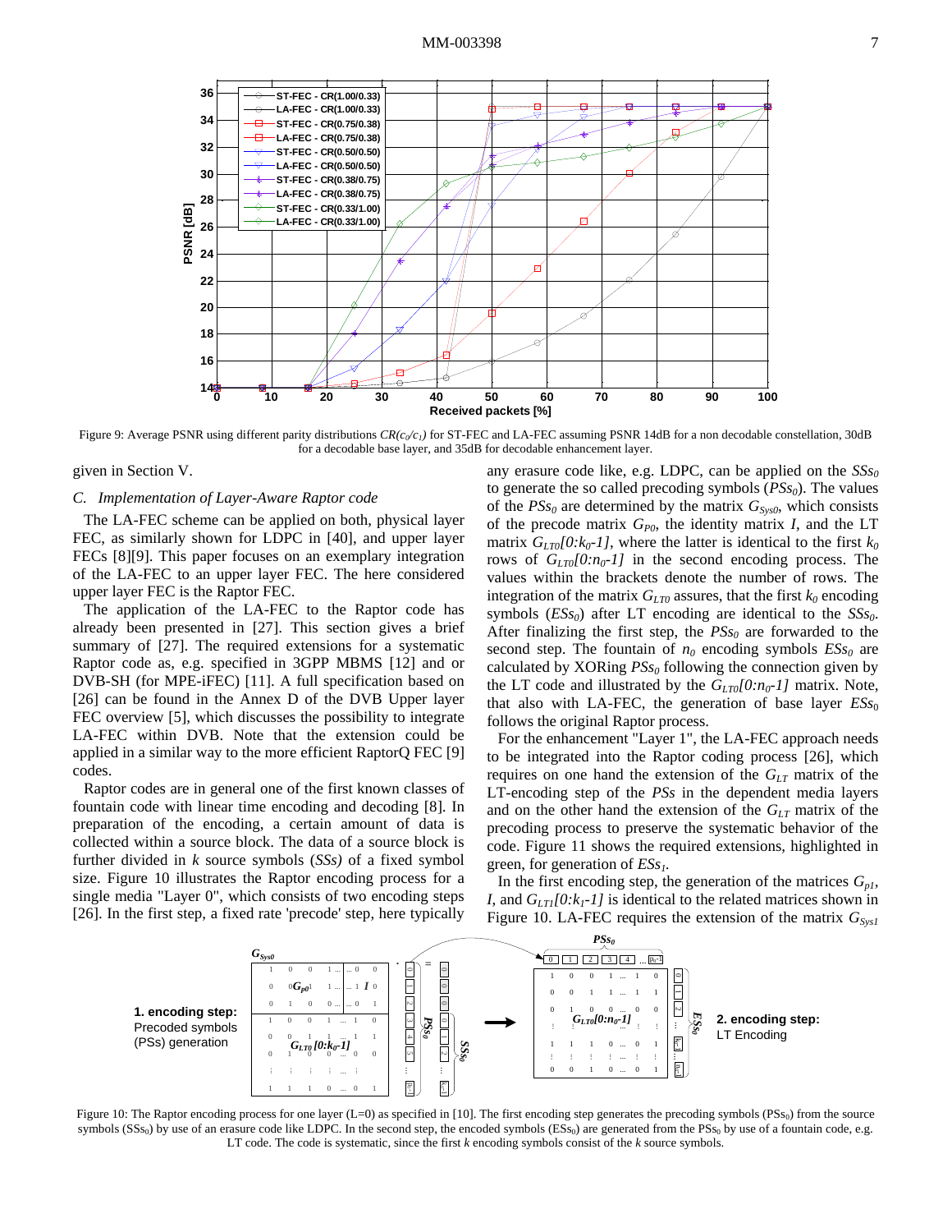Figure 9: Average PSNR using different parity distributions $CR(c_0/c_1)$ for ST-FEC and LA-FEC assuming PSNR 14dB for a non decodable constellation, 30dB for a decodable base layer, and 35dB for decodable enhancement layer.

given in Section V.

### C. Implementation of Layer-Aware Raptor code

The LA-FEC scheme can be applied on both, physical layer FEC, as similarly shown for LDPC in [40], and upper layer FECs [8][9]. This paper focuses on an exemplary integration of the LA-FEC to an upper layer FEC. The here considered upper layer FEC is the Raptor FEC.

The application of the LA-FEC to the Raptor code has already been presented in [27]. This section gives a brief summary of [27]. The required extensions for a systematic Raptor code as, e.g. specified in 3GPP MBMS [12] and or DVB-SH (for MPE-iFEC) [11]. A full specification based on [26] can be found in the Annex D of the DVB Upper layer FEC overview [5], which discusses the possibility to integrate LA-FEC within DVB. Note that the extension could be applied in a similar way to the more efficient RaptorQ FEC [9] codes.

Raptor codes are in general one of the first known classes of fountain code with linear time encoding and decoding [8]. In preparation of the encoding, a certain amount of data is collected within a source block. The data of a source block is further divided in $k$ source symbols (*SSs)* of a fixed symbol size. Figure 10 illustrates the Raptor encoding process for a single media "Layer 0", which consists of two encoding steps [26]. In the first step, a fixed rate 'precode' step, here typically any erasure code like, e.g. LDPC, can be applied on the $SSs_0$ to generate the so called precoding symbols ($PSs_0$). The values of the $PSs_0$ are determined by the matrix $G_{Sys0}$, which consists of the precode matrix $G_{P0}$, the identity matrix $I$, and the LT matrix $G_{LT0}[0{:}k_0\text{-}1]$, where the latter is identical to the first $k_0$ rows of $G_{LT0}[0{:}n_0\text{-}1]$ in the second encoding process. The values within the brackets denote the number of rows. The integration of the matrix $G_{LT0}$ assures, that the first $k_0$ encoding symbols ($ESs_0$) after LT encoding are identical to the $SSs_0$. After finalizing the first step, the $PSs_0$ are forwarded to the second step. The fountain of $n_0$ encoding symbols $ESs_0$ are calculated by XORing $PSs_0$ following the connection given by the LT code and illustrated by the $G_{LT0}[0{:}n_0\text{-}1]$ matrix. Note, that also with LA-FEC, the generation of base layer $ESs_0$ follows the original Raptor process.

For the enhancement "Layer 1", the LA-FEC approach needs to be integrated into the Raptor coding process [26], which requires on one hand the extension of the $G_{LT}$ matrix of the LT-encoding step of the *PSs* in the dependent media layers and on the other hand the extension of the $G_{LT}$ matrix of the precoding process to preserve the systematic behavior of the code. Figure 11 shows the required extensions, highlighted in green, for generation of $ESs_1$.

In the first encoding step, the generation of the matrices $G_{p1}$, $I$, and $G_{LT1}[0{:}k_1\text{-}1]$ is identical to the related matrices shown in Figure 10. LA-FEC requires the extension of the matrix $G_{Sys1}$

Figure 10: The Raptor encoding process for one layer (L=0) as specified in [10]. The first encoding step generates the precoding symbols ($PSs_0$) from the source symbols ($SSs_0$) by use of an erasure code like LDPC. In the second step, the encoded symbols ($ESs_0$) are generated from the $PSs_0$ by use of a fountain code, e.g. LT code. The code is systematic, since the first $k$ encoding symbols consist of the $k$ source symbols.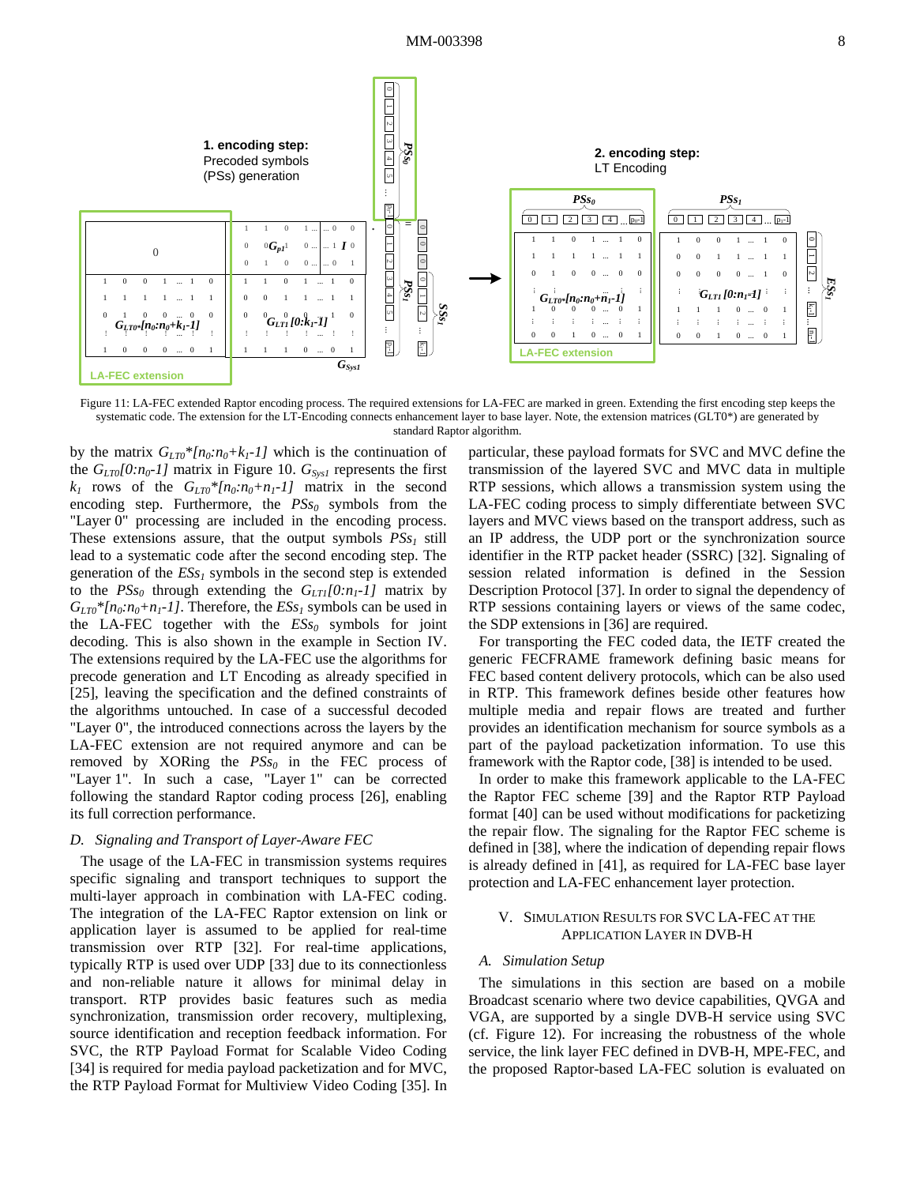Figure 11: LA-FEC extended Raptor encoding process. The required extensions for LA-FEC are marked in green. Extending the first encoding step keeps the systematic code. The extension for the LT-Encoding connects enhancement layer to base layer. Note, the extension matrices (GLT0*) are generated by standard Raptor algorithm.

by the matrix $G_{LT0}*[n_0:n_0+k_1-1]$ which is the continuation of the $G_{LT0}[0:n_0-1]$ matrix in Figure 10. $G_{Sys1}$ represents the first $k_1$ rows of the $G_{LT0}*[n_0:n_0+n_1-1]$ matrix in the second encoding step. Furthermore, the $PSs_0$ symbols from the "Layer 0" processing are included in the encoding process. These extensions assure, that the output symbols $PSs_1$ still lead to a systematic code after the second encoding step. The generation of the $ESs_1$ symbols in the second step is extended to the $PSs_0$ through extending the $G_{LT1}[0:n_1-1]$ matrix by $G_{LT0}*[n_0:n_0+n_1-1]$. Therefore, the $ESs_1$ symbols can be used in the LA-FEC together with the $ESs_0$ symbols for joint decoding. This is also shown in the example in Section IV. The extensions required by the LA-FEC use the algorithms for precode generation and LT Encoding as already specified in [25], leaving the specification and the defined constraints of the algorithms untouched. In case of a successful decoded "Layer 0", the introduced connections across the layers by the LA-FEC extension are not required anymore and can be removed by XORing the $PSs_0$ in the FEC process of "Layer 1". In such a case, "Layer 1" can be corrected following the standard Raptor coding process [26], enabling its full correction performance.

### D. Signaling and Transport of Layer-Aware FEC

The usage of the LA-FEC in transmission systems requires specific signaling and transport techniques to support the multi-layer approach in combination with LA-FEC coding. The integration of the LA-FEC Raptor extension on link or application layer is assumed to be applied for real-time transmission over RTP [32]. For real-time applications, typically RTP is used over UDP [33] due to its connectionless and non-reliable nature it allows for minimal delay in transport. RTP provides basic features such as media synchronization, transmission order recovery, multiplexing, source identification and reception feedback information. For SVC, the RTP Payload Format for Scalable Video Coding [34] is required for media payload packetization and for MVC, the RTP Payload Format for Multiview Video Coding [35]. In particular, these payload formats for SVC and MVC define the transmission of the layered SVC and MVC data in multiple RTP sessions, which allows a transmission system using the LA-FEC coding process to simply differentiate between SVC layers and MVC views based on the transport address, such as an IP address, the UDP port or the synchronization source identifier in the RTP packet header (SSRC) [32]. Signaling of session related information is defined in the Session Description Protocol [37]. In order to signal the dependency of RTP sessions containing layers or views of the same codec, the SDP extensions in [36] are required.

For transporting the FEC coded data, the IETF created the generic FECFRAME framework defining basic means for FEC based content delivery protocols, which can be also used in RTP. This framework defines beside other features how multiple media and repair flows are treated and further provides an identification mechanism for source symbols as a part of the payload packetization information. To use this framework with the Raptor code, [38] is intended to be used.

In order to make this framework applicable to the LA-FEC the Raptor FEC scheme [39] and the Raptor RTP Payload format [40] can be used without modifications for packetizing the repair flow. The signaling for the Raptor FEC scheme is defined in [38], where the indication of depending repair flows is already defined in [41], as required for LA-FEC base layer protection and LA-FEC enhancement layer protection.

## V. Simulation Results for SVC LA-FEC at the Application Layer in DVB-H

### A. Simulation Setup

The simulations in this section are based on a mobile Broadcast scenario where two device capabilities, QVGA and VGA, are supported by a single DVB-H service using SVC (cf. Figure 12). For increasing the robustness of the whole service, the link layer FEC defined in DVB-H, MPE-FEC, and the proposed Raptor-based LA-FEC solution is evaluated on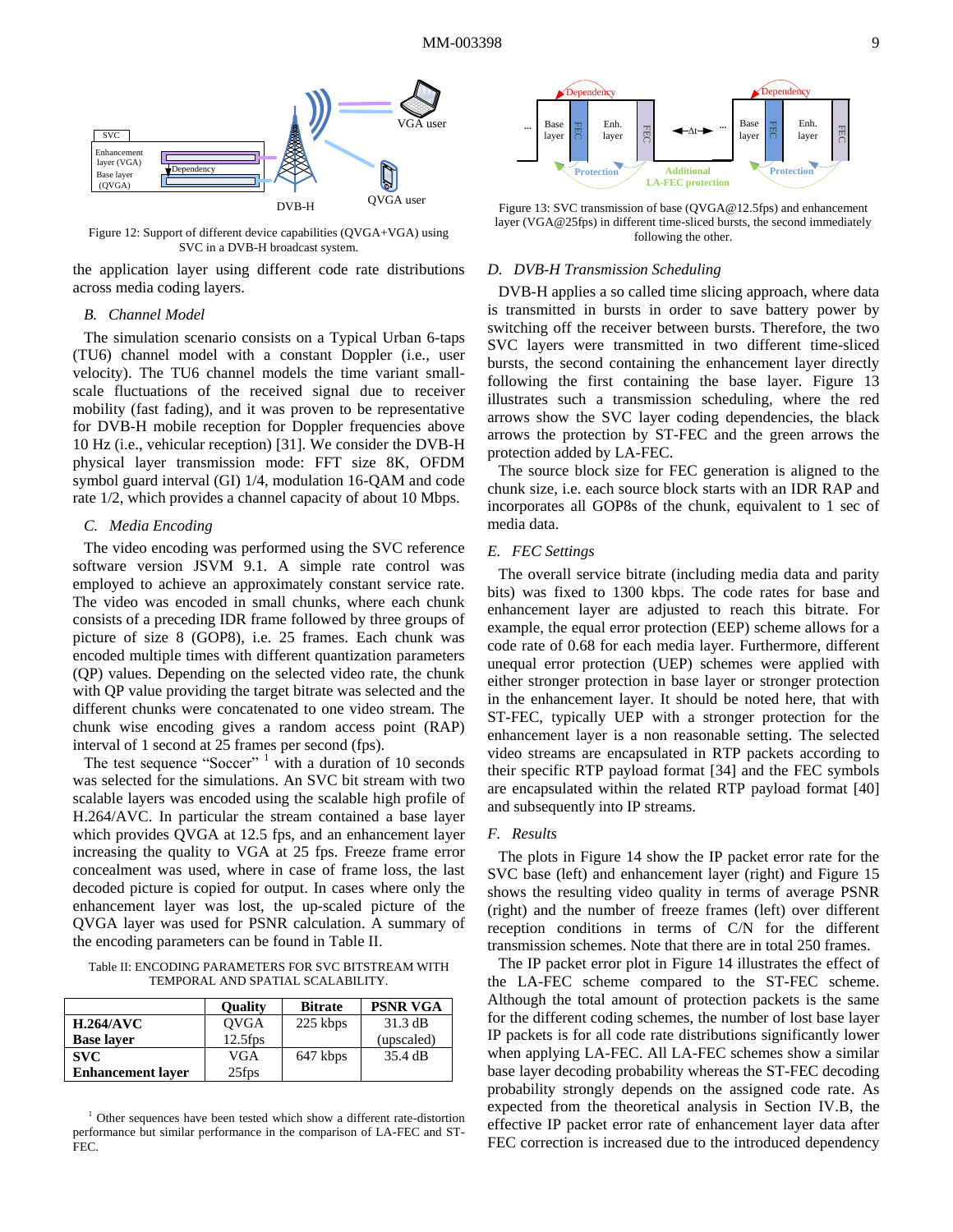Figure 12: Support of different device capabilities (QVGA+VGA) using SVC in a DVB-H broadcast system.

the application layer using different code rate distributions across media coding layers.

### B. Channel Model

The simulation scenario consists on a Typical Urban 6-taps (TU6) channel model with a constant Doppler (i.e., user velocity). The TU6 channel models the time variant small-scale fluctuations of the received signal due to receiver mobility (fast fading), and it was proven to be representative for DVB-H mobile reception for Doppler frequencies above 10 Hz (i.e., vehicular reception) [31]. We consider the DVB-H physical layer transmission mode: FFT size 8K, OFDM symbol guard interval (GI) 1/4, modulation 16-QAM and code rate 1/2, which provides a channel capacity of about 10 Mbps.

### C. Media Encoding

The video encoding was performed using the SVC reference software version JSVM 9.1. A simple rate control was employed to achieve an approximately constant service rate. The video was encoded in small chunks, where each chunk consists of a preceding IDR frame followed by three groups of picture of size 8 (GOP8), i.e. 25 frames. Each chunk was encoded multiple times with different quantization parameters (QP) values. Depending on the selected video rate, the chunk with QP value providing the target bitrate was selected and the different chunks were concatenated to one video stream. The chunk wise encoding gives a random access point (RAP) interval of 1 second at 25 frames per second (fps).

The test sequence "Soccer" [1] with a duration of 10 seconds was selected for the simulations. An SVC bit stream with two scalable layers was encoded using the scalable high profile of H.264/AVC. In particular the stream contained a base layer which provides QVGA at 12.5 fps, and an enhancement layer increasing the quality to VGA at 25 fps. Freeze frame error concealment was used, where in case of frame loss, the last decoded picture is copied for output. In cases where only the enhancement layer was lost, the up-scaled picture of the QVGA layer was used for PSNR calculation. A summary of the encoding parameters can be found in Table II.

Table II: ENCODING PARAMETERS FOR SVC BITSTREAM WITH TEMPORAL AND SPATIAL SCALABILITY.

| | Quality | Bitrate | PSNR VGA |
|---|---|---|---|
| **H.264/AVC Base layer** | QVGA 12.5fps | 225 kbps | 31.3 dB (upscaled) |
| **SVC Enhancement layer** | VGA 25fps | 647 kbps | 35.4 dB |

[1] Other sequences have been tested which show a different rate-distortion performance but similar performance in the comparison of LA-FEC and ST-FEC.

Figure 13: SVC transmission of base (QVGA@12.5fps) and enhancement layer (VGA@25fps) in different time-sliced bursts, the second immediately following the other.

### D. DVB-H Transmission Scheduling

DVB-H applies a so called time slicing approach, where data is transmitted in bursts in order to save battery power by switching off the receiver between bursts. Therefore, the two SVC layers were transmitted in two different time-sliced bursts, the second containing the enhancement layer directly following the first containing the base layer. Figure 13 illustrates such a transmission scheduling, where the red arrows show the SVC layer coding dependencies, the black arrows the protection by ST-FEC and the green arrows the protection added by LA-FEC.

The source block size for FEC generation is aligned to the chunk size, i.e. each source block starts with an IDR RAP and incorporates all GOP8s of the chunk, equivalent to 1 sec of media data.

### E. FEC Settings

The overall service bitrate (including media data and parity bits) was fixed to 1300 kbps. The code rates for base and enhancement layer are adjusted to reach this bitrate. For example, the equal error protection (EEP) scheme allows for a code rate of 0.68 for each media layer. Furthermore, different unequal error protection (UEP) schemes were applied with either stronger protection in base layer or stronger protection in the enhancement layer. It should be noted here, that with ST-FEC, typically UEP with a stronger protection for the enhancement layer is a non reasonable setting. The selected video streams are encapsulated in RTP packets according to their specific RTP payload format [34] and the FEC symbols are encapsulated within the related RTP payload format [40] and subsequently into IP streams.

### F. Results

The plots in Figure 14 show the IP packet error rate for the SVC base (left) and enhancement layer (right) and Figure 15 shows the resulting video quality in terms of average PSNR (right) and the number of freeze frames (left) over different reception conditions in terms of C/N for the different transmission schemes. Note that there are in total 250 frames.

The IP packet error plot in Figure 14 illustrates the effect of the LA-FEC scheme compared to the ST-FEC scheme. Although the total amount of protection packets is the same for the different coding schemes, the number of lost base layer IP packets is for all code rate distributions significantly lower when applying LA-FEC. All LA-FEC schemes show a similar base layer decoding probability whereas the ST-FEC decoding probability strongly depends on the assigned code rate. As expected from the theoretical analysis in Section IV.B, the effective IP packet error rate of enhancement layer data after FEC correction is increased due to the introduced dependency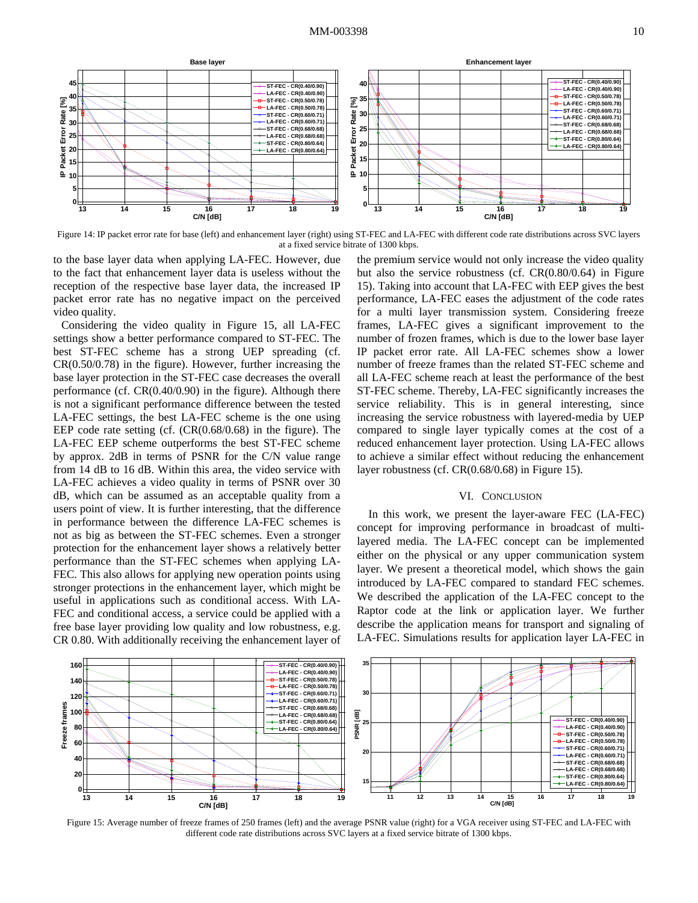Figure 14: IP packet error rate for base (left) and enhancement layer (right) using ST-FEC and LA-FEC with different code rate distributions across SVC layers at a fixed service bitrate of 1300 kbps.

to the base layer data when applying LA-FEC. However, due to the fact that enhancement layer data is useless without the reception of the respective base layer data, the increased IP packet error rate has no negative impact on the perceived video quality.

Considering the video quality in Figure 15, all LA-FEC settings show a better performance compared to ST-FEC. The best ST-FEC scheme has a strong UEP spreading (cf. CR(0.50/0.78) in the figure). However, further increasing the base layer protection in the ST-FEC case decreases the overall performance (cf. CR(0.40/0.90) in the figure). Although there is not a significant performance difference between the tested LA-FEC settings, the best LA-FEC scheme is the one using EEP code rate setting (cf. (CR(0.68/0.68) in the figure). The LA-FEC EEP scheme outperforms the best ST-FEC scheme by approx. 2dB in terms of PSNR for the C/N value range from 14 dB to 16 dB. Within this area, the video service with LA-FEC achieves a video quality in terms of PSNR over 30 dB, which can be assumed as an acceptable quality from a users point of view. It is further interesting, that the difference in performance between the difference LA-FEC schemes is not as big as between the ST-FEC schemes. Even a stronger protection for the enhancement layer shows a relatively better performance than the ST-FEC schemes when applying LA-FEC. This also allows for applying new operation points using stronger protections in the enhancement layer, which might be useful in applications such as conditional access. With LA-FEC and conditional access, a service could be applied with a free base layer providing low quality and low robustness, e.g. CR 0.80. With additionally receiving the enhancement layer of the premium service would not only increase the video quality but also the service robustness (cf. CR(0.80/0.64) in Figure 15). Taking into account that LA-FEC with EEP gives the best performance, LA-FEC eases the adjustment of the code rates for a multi layer transmission system. Considering freeze frames, LA-FEC gives a significant improvement to the number of frozen frames, which is due to the lower base layer IP packet error rate. All LA-FEC schemes show a lower number of freeze frames than the related ST-FEC scheme and all LA-FEC scheme reach at least the performance of the best ST-FEC scheme. Thereby, LA-FEC significantly increases the service reliability. This is in general interesting, since increasing the service robustness with layered-media by UEP compared to single layer typically comes at the cost of a reduced enhancement layer protection. Using LA-FEC allows to achieve a similar effect without reducing the enhancement layer robustness (cf. CR(0.68/0.68) in Figure 15).

## VI. Conclusion

In this work, we present the layer-aware FEC (LA-FEC) concept for improving performance in broadcast of multi-layered media. The LA-FEC concept can be implemented either on the physical or any upper communication system layer. We present a theoretical model, which shows the gain introduced by LA-FEC compared to standard FEC schemes. We described the application of the LA-FEC concept to the Raptor code at the link or application layer. We further describe the application means for transport and signaling of LA-FEC. Simulations results for application layer LA-FEC in

Figure 15: Average number of freeze frames of 250 frames (left) and the average PSNR value (right) for a VGA receiver using ST-FEC and LA-FEC with different code rate distributions across SVC layers at a fixed service bitrate of 1300 kbps.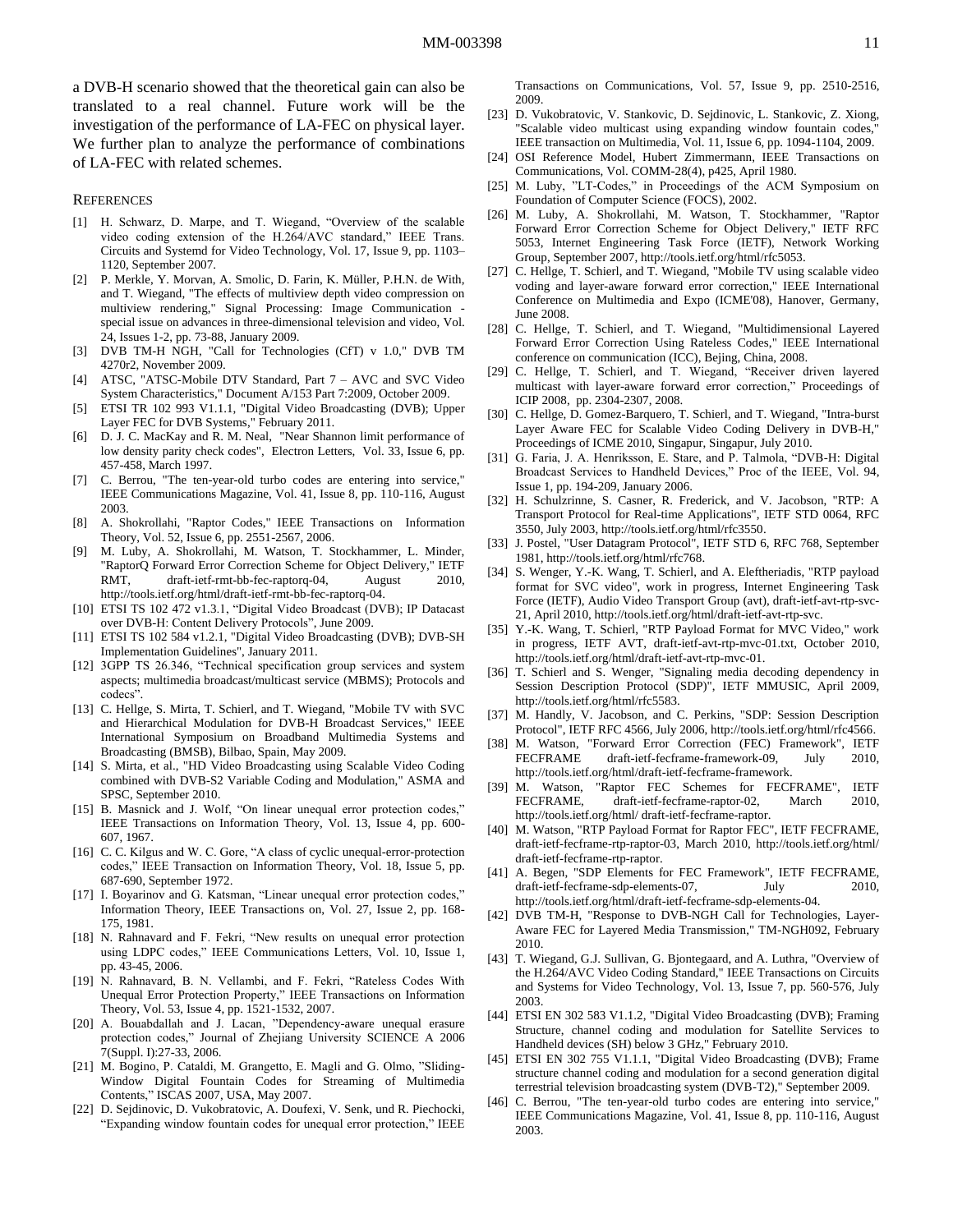a DVB-H scenario showed that the theoretical gain can also be translated to a real channel. Future work will be the investigation of the performance of LA-FEC on physical layer. We further plan to analyze the performance of combinations of LA-FEC with related schemes.

## References

[1] H. Schwarz, D. Marpe, and T. Wiegand, "Overview of the scalable video coding extension of the H.264/AVC standard," IEEE Trans. Circuits and Systemd for Video Technology, Vol. 17, Issue 9, pp. 1103–1120, September 2007.

[2] P. Merkle, Y. Morvan, A. Smolic, D. Farin, K. Müller, P.H.N. de With, and T. Wiegand, "The effects of multiview depth video compression on multiview rendering," Signal Processing: Image Communication - special issue on advances in three-dimensional television and video, Vol. 24, Issues 1-2, pp. 73-88, January 2009.

[3] DVB TM-H NGH, "Call for Technologies (CfT) v 1.0," DVB TM 4270r2, November 2009.

[4] ATSC, "ATSC-Mobile DTV Standard, Part 7 – AVC and SVC Video System Characteristics," Document A/153 Part 7:2009, October 2009.

[5] ETSI TR 102 993 V1.1.1, "Digital Video Broadcasting (DVB); Upper Layer FEC for DVB Systems," February 2011.

[6] D. J. C. MacKay and R. M. Neal, "Near Shannon limit performance of low density parity check codes", Electron Letters, Vol. 33, Issue 6, pp. 457-458, March 1997.

[7] C. Berrou, "The ten-year-old turbo codes are entering into service," IEEE Communications Magazine, Vol. 41, Issue 8, pp. 110-116, August 2003.

[8] A. Shokrollahi, "Raptor Codes," IEEE Transactions on Information Theory, Vol. 52, Issue 6, pp. 2551-2567, 2006.

[9] M. Luby, A. Shokrollahi, M. Watson, T. Stockhammer, L. Minder, "RaptorQ Forward Error Correction Scheme for Object Delivery," IETF RMT, draft-ietf-rmt-bb-fec-raptorq-04, August 2010, http://tools.ietf.org/html/draft-ietf-rmt-bb-fec-raptorq-04.

[10] ETSI TS 102 472 v1.3.1, "Digital Video Broadcast (DVB); IP Datacast over DVB-H: Content Delivery Protocols", June 2009.

[11] ETSI TS 102 584 v1.2.1, "Digital Video Broadcasting (DVB); DVB-SH Implementation Guidelines", January 2011.

[12] 3GPP TS 26.346, "Technical specification group services and system aspects; multimedia broadcast/multicast service (MBMS); Protocols and codecs".

[13] C. Hellge, S. Mirta, T. Schierl, and T. Wiegand, "Mobile TV with SVC and Hierarchical Modulation for DVB-H Broadcast Services," IEEE International Symposium on Broadband Multimedia Systems and Broadcasting (BMSB), Bilbao, Spain, May 2009.

[14] S. Mirta, et al., "HD Video Broadcasting using Scalable Video Coding combined with DVB-S2 Variable Coding and Modulation," ASMA and SPSC, September 2010.

[15] B. Masnick and J. Wolf, "On linear unequal error protection codes," IEEE Transactions on Information Theory, Vol. 13, Issue 4, pp. 600-607, 1967.

[16] C. C. Kilgus and W. C. Gore, "A class of cyclic unequal-error-protection codes," IEEE Transaction on Information Theory, Vol. 18, Issue 5, pp. 687-690, September 1972.

[17] I. Boyarinov and G. Katsman, "Linear unequal error protection codes," Information Theory, IEEE Transactions on, Vol. 27, Issue 2, pp. 168-175, 1981.

[18] N. Rahnavard and F. Fekri, "New results on unequal error protection using LDPC codes," IEEE Communications Letters, Vol. 10, Issue 1, pp. 43-45, 2006.

[19] N. Rahnavard, B. N. Vellambi, and F. Fekri, "Rateless Codes With Unequal Error Protection Property," IEEE Transactions on Information Theory, Vol. 53, Issue 4, pp. 1521-1532, 2007.

[20] A. Bouabdallah and J. Lacan, "Dependency-aware unequal erasure protection codes," Journal of Zhejiang University SCIENCE A 2006 7(Suppl. I):27-33, 2006.

[21] M. Bogino, P. Cataldi, M. Grangetto, E. Magli and G. Olmo, "Sliding-Window Digital Fountain Codes for Streaming of Multimedia Contents," ISCAS 2007, USA, May 2007.

[22] D. Sejdinovic, D. Vukobratovic, A. Doufexi, V. Senk, und R. Piechocki, "Expanding window fountain codes for unequal error protection," IEEE Transactions on Communications, Vol. 57, Issue 9, pp. 2510-2516, 2009.

[23] D. Vukobratovic, V. Stankovic, D. Sejdinovic, L. Stankovic, Z. Xiong, "Scalable video multicast using expanding window fountain codes," IEEE transaction on Multimedia, Vol. 11, Issue 6, pp. 1094-1104, 2009.

[24] OSI Reference Model, Hubert Zimmermann, IEEE Transactions on Communications, Vol. COMM-28(4), p425, April 1980.

[25] M. Luby, "LT-Codes," in Proceedings of the ACM Symposium on Foundation of Computer Science (FOCS), 2002.

[26] M. Luby, A. Shokrollahi, M. Watson, T. Stockhammer, "Raptor Forward Error Correction Scheme for Object Delivery," IETF RFC 5053, Internet Engineering Task Force (IETF), Network Working Group, September 2007, http://tools.ietf.org/html/rfc5053.

[27] C. Hellge, T. Schierl, and T. Wiegand, "Mobile TV using scalable video voding and layer-aware forward error correction," IEEE International Conference on Multimedia and Expo (ICME'08), Hanover, Germany, June 2008.

[28] C. Hellge, T. Schierl, and T. Wiegand, "Multidimensional Layered Forward Error Correction Using Rateless Codes," IEEE International conference on communication (ICC), Bejing, China, 2008.

[29] C. Hellge, T. Schierl, and T. Wiegand, "Receiver driven layered multicast with layer-aware forward error correction," Proceedings of ICIP 2008, pp. 2304-2307, 2008.

[30] C. Hellge, D. Gomez-Barquero, T. Schierl, and T. Wiegand, "Intra-burst Layer Aware FEC for Scalable Video Coding Delivery in DVB-H," Proceedings of ICME 2010, Singapur, Singapur, July 2010.

[31] G. Faria, J. A. Henriksson, E. Stare, and P. Talmola, "DVB-H: Digital Broadcast Services to Handheld Devices," Proc of the IEEE, Vol. 94, Issue 1, pp. 194-209, January 2006.

[32] H. Schulzrinne, S. Casner, R. Frederick, and V. Jacobson, "RTP: A Transport Protocol for Real-time Applications", IETF STD 0064, RFC 3550, July 2003, http://tools.ietf.org/html/rfc3550.

[33] J. Postel, "User Datagram Protocol", IETF STD 6, RFC 768, September 1981, http://tools.ietf.org/html/rfc768.

[34] S. Wenger, Y.-K. Wang, T. Schierl, and A. Eleftheriadis, "RTP payload format for SVC video", work in progress, Internet Engineering Task Force (IETF), Audio Video Transport Group (avt), draft-ietf-avt-rtp-svc-21, April 2010, http://tools.ietf.org/html/draft-ietf-avt-rtp-svc.

[35] Y.-K. Wang, T. Schierl, "RTP Payload Format for MVC Video," work in progress, IETF AVT, draft-ietf-avt-rtp-mvc-01.txt, October 2010, http://tools.ietf.org/html/draft-ietf-avt-rtp-mvc-01.

[36] T. Schierl and S. Wenger, "Signaling media decoding dependency in Session Description Protocol (SDP)", IETF MMUSIC, April 2009, http://tools.ietf.org/html/rfc5583.

[37] M. Handly, V. Jacobson, and C. Perkins, "SDP: Session Description Protocol", IETF RFC 4566, July 2006, http://tools.ietf.org/html/rfc4566.

[38] M. Watson, "Forward Error Correction (FEC) Framework", IETF FECFRAME draft-ietf-fecframe-framework-09, July 2010, http://tools.ietf.org/html/draft-ietf-fecframe-framework.

[39] M. Watson, "Raptor FEC Schemes for FECFRAME", IETF FECFRAME, draft-ietf-fecframe-raptor-02, March 2010, http://tools.ietf.org/html/ draft-ietf-fecframe-raptor.

[40] M. Watson, "RTP Payload Format for Raptor FEC", IETF FECFRAME, draft-ietf-fecframe-rtp-raptor-03, March 2010, http://tools.ietf.org/html/ draft-ietf-fecframe-rtp-raptor.

[41] A. Begen, "SDP Elements for FEC Framework", IETF FECFRAME, draft-ietf-fecframe-sdp-elements-07, July 2010, http://tools.ietf.org/html/draft-ietf-fecframe-sdp-elements-04.

[42] DVB TM-H, "Response to DVB-NGH Call for Technologies, Layer-Aware FEC for Layered Media Transmission," TM-NGH092, February 2010.

[43] T. Wiegand, G.J. Sullivan, G. Bjontegaard, and A. Luthra, "Overview of the H.264/AVC Video Coding Standard," IEEE Transactions on Circuits and Systems for Video Technology, Vol. 13, Issue 7, pp. 560-576, July 2003.

[44] ETSI EN 302 583 V1.1.2, "Digital Video Broadcasting (DVB); Framing Structure, channel coding and modulation for Satellite Services to Handheld devices (SH) below 3 GHz," February 2010.

[45] ETSI EN 302 755 V1.1.1, "Digital Video Broadcasting (DVB); Frame structure channel coding and modulation for a second generation digital terrestrial television broadcasting system (DVB-T2)," September 2009.

[46] C. Berrou, "The ten-year-old turbo codes are entering into service," IEEE Communications Magazine, Vol. 41, Issue 8, pp. 110-116, August 2003.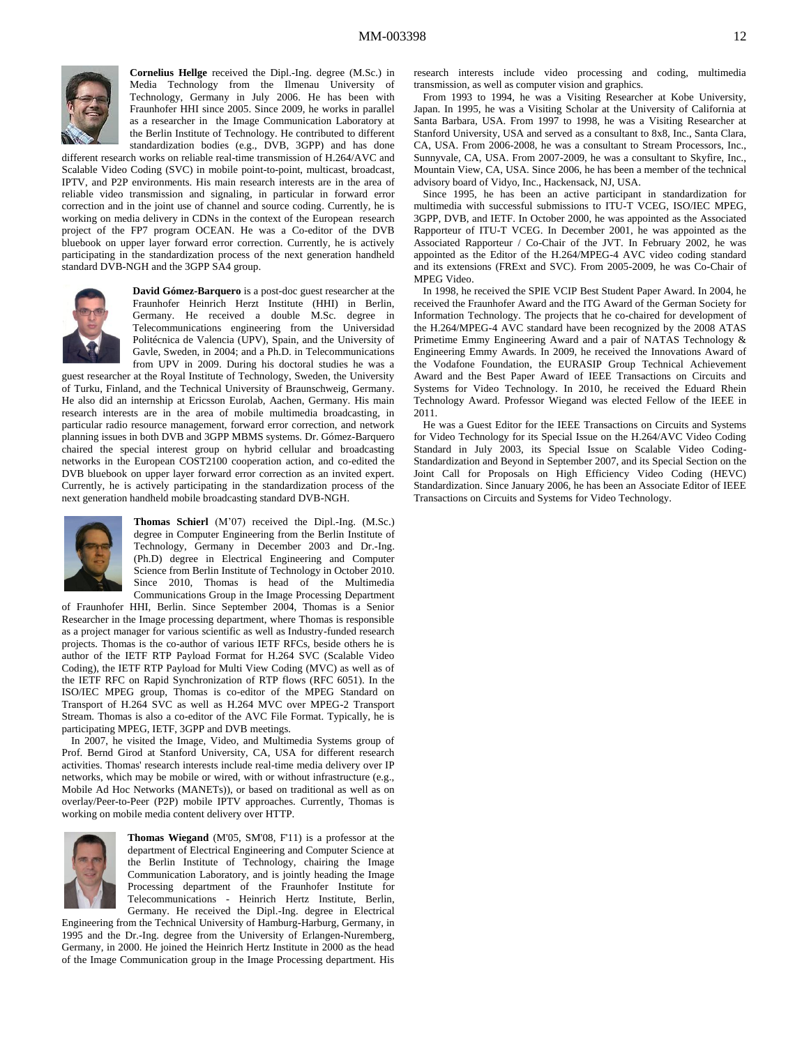**Cornelius Hellge** received the Dipl.-Ing. degree (M.Sc.) in Media Technology from the Ilmenau University of Technology, Germany in July 2006. He has been with Fraunhofer HHI since 2005. Since 2009, he works in parallel as a researcher in the Image Communication Laboratory at the Berlin Institute of Technology. He contributed to different standardization bodies (e.g., DVB, 3GPP) and has done different research works on reliable real-time transmission of H.264/AVC and Scalable Video Coding (SVC) in mobile point-to-point, multicast, broadcast, IPTV, and P2P environments. His main research interests are in the area of reliable video transmission and signaling, in particular in forward error correction and in the joint use of channel and source coding. Currently, he is working on media delivery in CDNs in the context of the European research project of the FP7 program OCEAN. He was a Co-editor of the DVB bluebook on upper layer forward error correction. Currently, he is actively participating in the standardization process of the next generation handheld standard DVB-NGH and the 3GPP SA4 group.

**David Gómez-Barquero** is a post-doc guest researcher at the Fraunhofer Heinrich Herzt Institute (HHI) in Berlin, Germany. He received a double M.Sc. degree in Telecommunications engineering from the Universidad Politécnica de Valencia (UPV), Spain, and the University of Gavle, Sweden, in 2004; and a Ph.D. in Telecommunications from UPV in 2009. During his doctoral studies he was a guest researcher at the Royal Institute of Technology, Sweden, the University of Turku, Finland, and the Technical University of Braunschweig, Germany. He also did an internship at Ericsson Eurolab, Aachen, Germany. His main research interests are in the area of mobile multimedia broadcasting, in particular radio resource management, forward error correction, and network planning issues in both DVB and 3GPP MBMS systems. Dr. Gómez-Barquero chaired the special interest group on hybrid cellular and broadcasting networks in the European COST2100 cooperation action, and co-edited the DVB bluebook on upper layer forward error correction as an invited expert. Currently, he is actively participating in the standardization process of the next generation handheld mobile broadcasting standard DVB-NGH.

**Thomas Schierl** (M'07) received the Dipl.-Ing. (M.Sc.) degree in Computer Engineering from the Berlin Institute of Technology, Germany in December 2003 and Dr.-Ing. (Ph.D) degree in Electrical Engineering and Computer Science from Berlin Institute of Technology in October 2010. Since 2010, Thomas is head of the Multimedia Communications Group in the Image Processing Department of Fraunhofer HHI, Berlin. Since September 2004, Thomas is a Senior Researcher in the Image processing department, where Thomas is responsible as a project manager for various scientific as well as Industry-funded research projects. Thomas is the co-author of various IETF RFCs, beside others he is author of the IETF RTP Payload Format for H.264 SVC (Scalable Video Coding), the IETF RTP Payload for Multi View Coding (MVC) as well as of the IETF RFC on Rapid Synchronization of RTP flows (RFC 6051). In the ISO/IEC MPEG group, Thomas is co-editor of the MPEG Standard on Transport of H.264 SVC as well as H.264 MVC over MPEG-2 Transport Stream. Thomas is also a co-editor of the AVC File Format. Typically, he is participating MPEG, IETF, 3GPP and DVB meetings.

In 2007, he visited the Image, Video, and Multimedia Systems group of Prof. Bernd Girod at Stanford University, CA, USA for different research activities. Thomas' research interests include real-time media delivery over IP networks, which may be mobile or wired, with or without infrastructure (e.g., Mobile Ad Hoc Networks (MANETs)), or based on traditional as well as on overlay/Peer-to-Peer (P2P) mobile IPTV approaches. Currently, Thomas is working on mobile media content delivery over HTTP.

**Thomas Wiegand** (M'05, SM'08, F'11) is a professor at the department of Electrical Engineering and Computer Science at the Berlin Institute of Technology, chairing the Image Communication Laboratory, and is jointly heading the Image Processing department of the Fraunhofer Institute for Telecommunications - Heinrich Hertz Institute, Berlin, Germany. He received the Dipl.-Ing. degree in Electrical Engineering from the Technical University of Hamburg-Harburg, Germany, in 1995 and the Dr.-Ing. degree from the University of Erlangen-Nuremberg, Germany, in 2000. He joined the Heinrich Hertz Institute in 2000 as the head of the Image Communication group in the Image Processing department. His research interests include video processing and coding, multimedia transmission, as well as computer vision and graphics.

From 1993 to 1994, he was a Visiting Researcher at Kobe University, Japan. In 1995, he was a Visiting Scholar at the University of California at Santa Barbara, USA. From 1997 to 1998, he was a Visiting Researcher at Stanford University, USA and served as a consultant to 8x8, Inc., Santa Clara, CA, USA. From 2006-2008, he was a consultant to Stream Processors, Inc., Sunnyvale, CA, USA. From 2007-2009, he was a consultant to Skyfire, Inc., Mountain View, CA, USA. Since 2006, he has been a member of the technical advisory board of Vidyo, Inc., Hackensack, NJ, USA.

Since 1995, he has been an active participant in standardization for multimedia with successful submissions to ITU-T VCEG, ISO/IEC MPEG, 3GPP, DVB, and IETF. In October 2000, he was appointed as the Associated Rapporteur of ITU-T VCEG. In December 2001, he was appointed as the Associated Rapporteur / Co-Chair of the JVT. In February 2002, he was appointed as the Editor of the H.264/MPEG-4 AVC video coding standard and its extensions (FRExt and SVC). From 2005-2009, he was Co-Chair of MPEG Video.

In 1998, he received the SPIE VCIP Best Student Paper Award. In 2004, he received the Fraunhofer Award and the ITG Award of the German Society for Information Technology. The projects that he co-chaired for development of the H.264/MPEG-4 AVC standard have been recognized by the 2008 ATAS Primetime Emmy Engineering Award and a pair of NATAS Technology & Engineering Emmy Awards. In 2009, he received the Innovations Award of the Vodafone Foundation, the EURASIP Group Technical Achievement Award and the Best Paper Award of IEEE Transactions on Circuits and Systems for Video Technology. In 2010, he received the Eduard Rhein Technology Award. Professor Wiegand was elected Fellow of the IEEE in 2011.

He was a Guest Editor for the IEEE Transactions on Circuits and Systems for Video Technology for its Special Issue on the H.264/AVC Video Coding Standard in July 2003, its Special Issue on Scalable Video Coding-Standardization and Beyond in September 2007, and its Special Section on the Joint Call for Proposals on High Efficiency Video Coding (HEVC) Standardization. Since January 2006, he has been an Associate Editor of IEEE Transactions on Circuits and Systems for Video Technology.